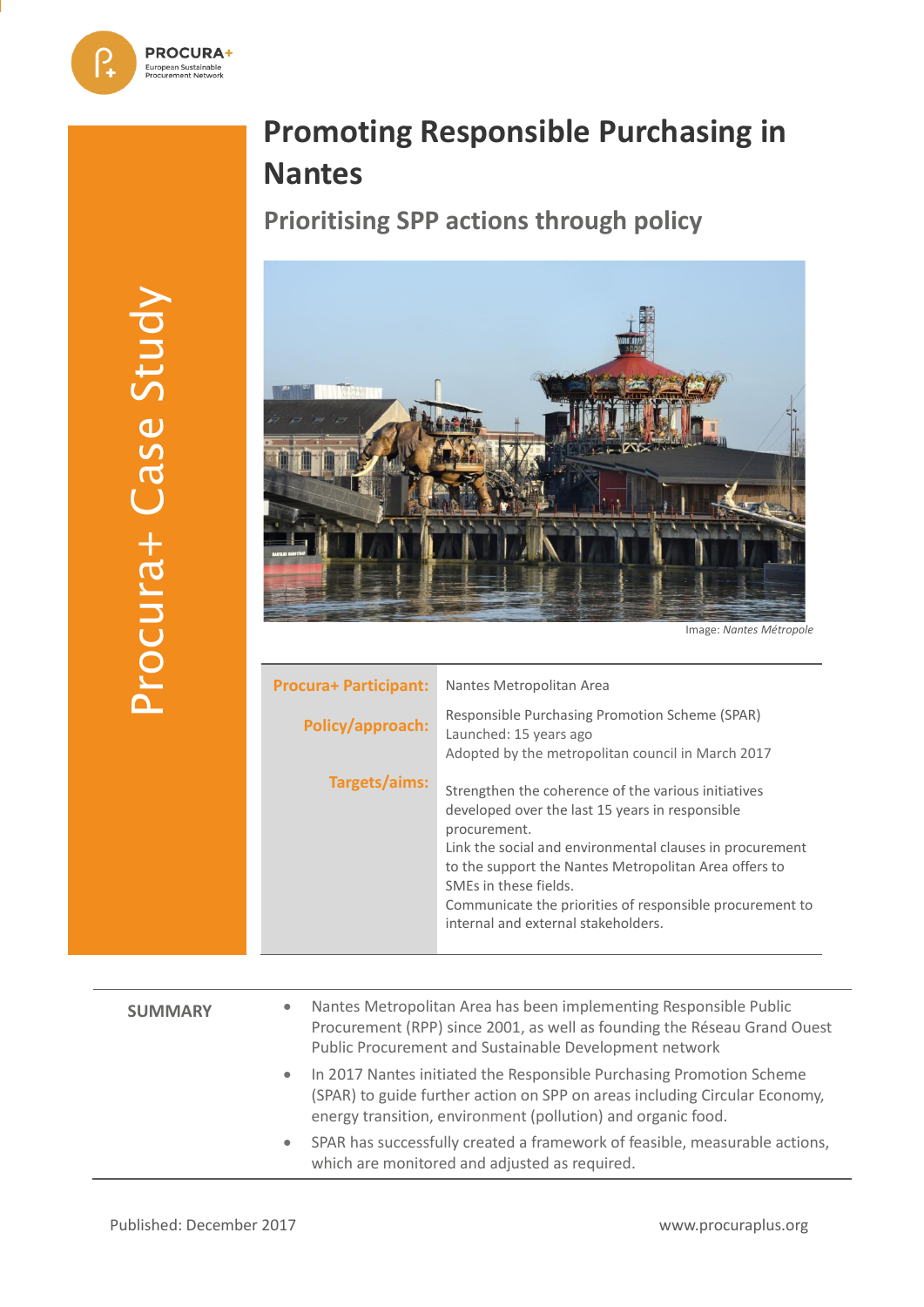PROCURA+ European Sustainable Procurement Network

Procura+ Case Study

# Promoting Responsible Purchasing in Nantes

## Prioritising SPP actions through policy

Image: *Nantes Métropole*

| | |
|---|---|
| **Procura+ Participant:** | Nantes Metropolitan Area |
| **Policy/approach:** | Responsible Purchasing Promotion Scheme (SPAR)<br>Launched: 15 years ago<br>Adopted by the metropolitan council in March 2017 |
| **Targets/aims:** | Strengthen the coherence of the various initiatives developed over the last 15 years in responsible procurement.<br>Link the social and environmental clauses in procurement to the support the Nantes Metropolitan Area offers to SMEs in these fields.<br>Communicate the priorities of responsible procurement to internal and external stakeholders. |

**SUMMARY**

- Nantes Metropolitan Area has been implementing Responsible Public Procurement (RPP) since 2001, as well as founding the Réseau Grand Ouest Public Procurement and Sustainable Development network
- In 2017 Nantes initiated the Responsible Purchasing Promotion Scheme (SPAR) to guide further action on SPP on areas including Circular Economy, energy transition, environment (pollution) and organic food.
- SPAR has successfully created a framework of feasible, measurable actions, which are monitored and adjusted as required.

Published: December 2017

www.procuraplus.org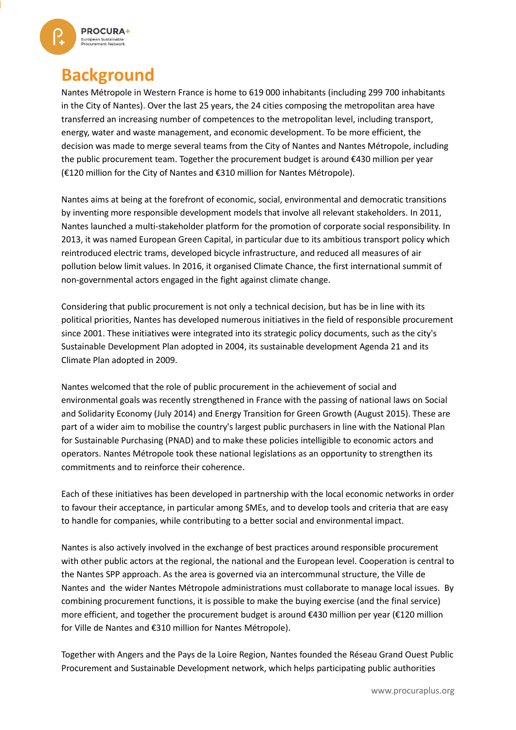# Background

Nantes Métropole in Western France is home to 619 000 inhabitants (including 299 700 inhabitants in the City of Nantes). Over the last 25 years, the 24 cities composing the metropolitan area have transferred an increasing number of competences to the metropolitan level, including transport, energy, water and waste management, and economic development. To be more efficient, the decision was made to merge several teams from the City of Nantes and Nantes Métropole, including the public procurement team. Together the procurement budget is around €430 million per year (€120 million for the City of Nantes and €310 million for Nantes Métropole).

Nantes aims at being at the forefront of economic, social, environmental and democratic transitions by inventing more responsible development models that involve all relevant stakeholders. In 2011, Nantes launched a multi-stakeholder platform for the promotion of corporate social responsibility. In 2013, it was named European Green Capital, in particular due to its ambitious transport policy which reintroduced electric trams, developed bicycle infrastructure, and reduced all measures of air pollution below limit values. In 2016, it organised Climate Chance, the first international summit of non-governmental actors engaged in the fight against climate change.

Considering that public procurement is not only a technical decision, but has be in line with its political priorities, Nantes has developed numerous initiatives in the field of responsible procurement since 2001. These initiatives were integrated into its strategic policy documents, such as the city's Sustainable Development Plan adopted in 2004, its sustainable development Agenda 21 and its Climate Plan adopted in 2009.

Nantes welcomed that the role of public procurement in the achievement of social and environmental goals was recently strengthened in France with the passing of national laws on Social and Solidarity Economy (July 2014) and Energy Transition for Green Growth (August 2015). These are part of a wider aim to mobilise the country's largest public purchasers in line with the National Plan for Sustainable Purchasing (PNAD) and to make these policies intelligible to economic actors and operators. Nantes Métropole took these national legislations as an opportunity to strengthen its commitments and to reinforce their coherence.

Each of these initiatives has been developed in partnership with the local economic networks in order to favour their acceptance, in particular among SMEs, and to develop tools and criteria that are easy to handle for companies, while contributing to a better social and environmental impact.

Nantes is also actively involved in the exchange of best practices around responsible procurement with other public actors at the regional, the national and the European level. Cooperation is central to the Nantes SPP approach. As the area is governed via an intercommunal structure, the Ville de Nantes and the wider Nantes Métropole administrations must collaborate to manage local issues. By combining procurement functions, it is possible to make the buying exercise (and the final service) more efficient, and together the procurement budget is around €430 million per year (€120 million for Ville de Nantes and €310 million for Nantes Métropole).

Together with Angers and the Pays de la Loire Region, Nantes founded the Réseau Grand Ouest Public Procurement and Sustainable Development network, which helps participating public authorities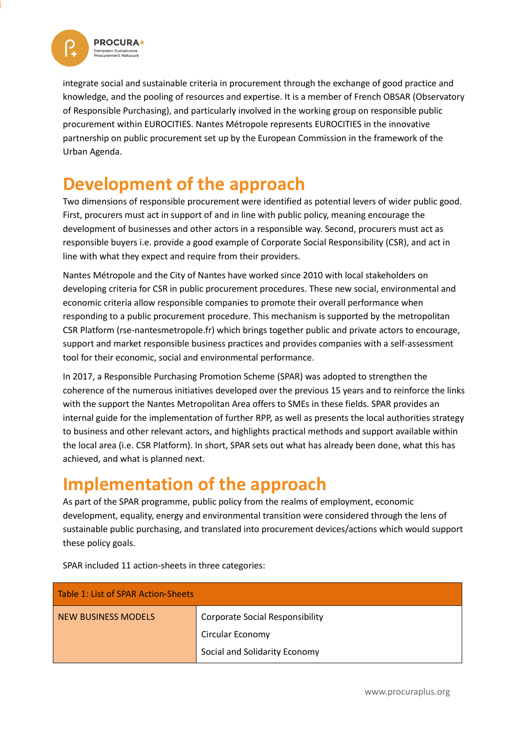integrate social and sustainable criteria in procurement through the exchange of good practice and knowledge, and the pooling of resources and expertise. It is a member of French OBSAR (Observatory of Responsible Purchasing), and particularly involved in the working group on responsible public procurement within EUROCITIES. Nantes Métropole represents EUROCITIES in the innovative partnership on public procurement set up by the European Commission in the framework of the Urban Agenda.

## Development of the approach

Two dimensions of responsible procurement were identified as potential levers of wider public good. First, procurers must act in support of and in line with public policy, meaning encourage the development of businesses and other actors in a responsible way. Second, procurers must act as responsible buyers i.e. provide a good example of Corporate Social Responsibility (CSR), and act in line with what they expect and require from their providers.

Nantes Métropole and the City of Nantes have worked since 2010 with local stakeholders on developing criteria for CSR in public procurement procedures. These new social, environmental and economic criteria allow responsible companies to promote their overall performance when responding to a public procurement procedure. This mechanism is supported by the metropolitan CSR Platform (rse-nantesmetropole.fr) which brings together public and private actors to encourage, support and market responsible business practices and provides companies with a self-assessment tool for their economic, social and environmental performance.

In 2017, a Responsible Purchasing Promotion Scheme (SPAR) was adopted to strengthen the coherence of the numerous initiatives developed over the previous 15 years and to reinforce the links with the support the Nantes Metropolitan Area offers to SMEs in these fields. SPAR provides an internal guide for the implementation of further RPP, as well as presents the local authorities strategy to business and other relevant actors, and highlights practical methods and support available within the local area (i.e. CSR Platform). In short, SPAR sets out what has already been done, what this has achieved, and what is planned next.

## Implementation of the approach

As part of the SPAR programme, public policy from the realms of employment, economic development, equality, energy and environmental transition were considered through the lens of sustainable public purchasing, and translated into procurement devices/actions which would support these policy goals.

SPAR included 11 action-sheets in three categories:

| Table 1: List of SPAR Action-Sheets | |
|---|---|
| NEW BUSINESS MODELS | Corporate Social Responsibility |
| | Circular Economy |
| | Social and Solidarity Economy |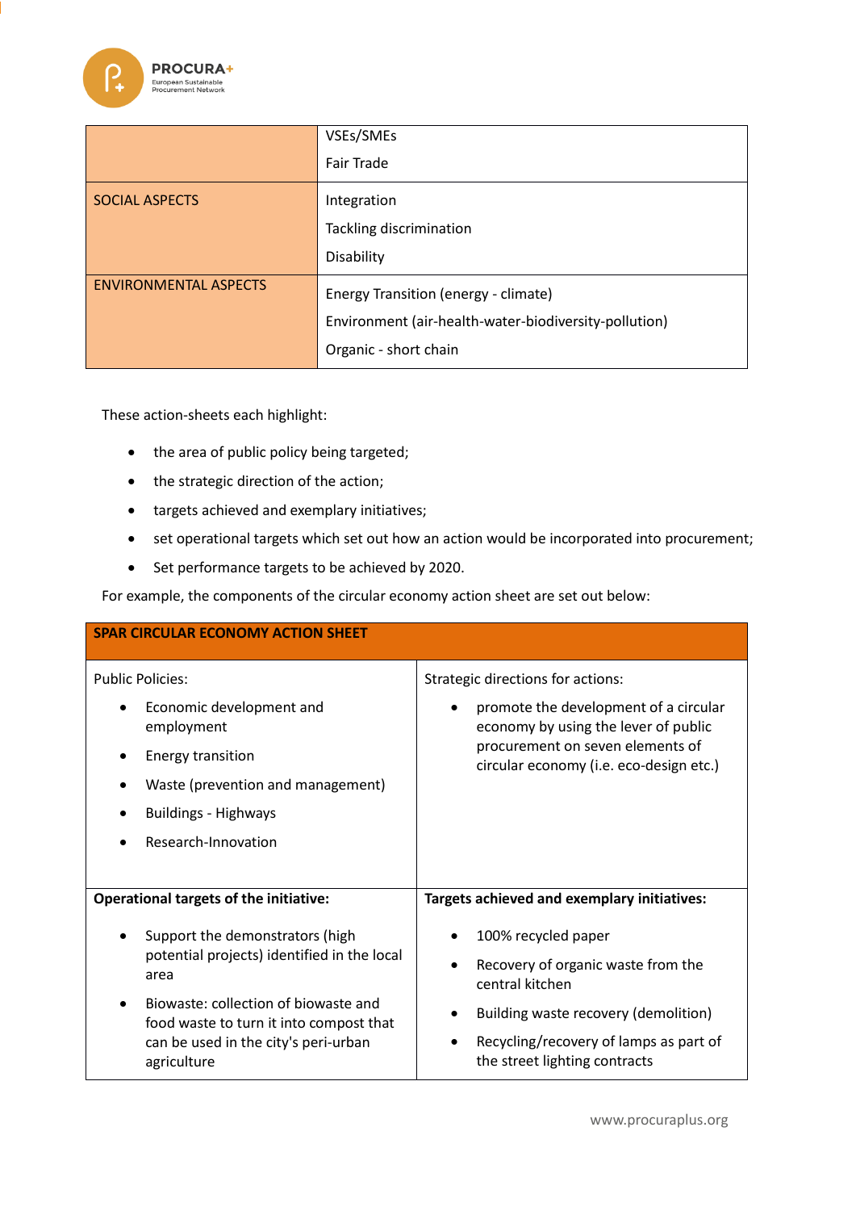| | |
|---|---|
| | VSEs/SMEs<br>Fair Trade |
| SOCIAL ASPECTS | Integration<br>Tackling discrimination<br>Disability |
| ENVIRONMENTAL ASPECTS | Energy Transition (energy - climate)<br>Environment (air-health-water-biodiversity-pollution)<br>Organic - short chain |

These action-sheets each highlight:

- the area of public policy being targeted;
- the strategic direction of the action;
- targets achieved and exemplary initiatives;
- set operational targets which set out how an action would be incorporated into procurement;
- Set performance targets to be achieved by 2020.

For example, the components of the circular economy action sheet are set out below:

| SPAR CIRCULAR ECONOMY ACTION SHEET | |
|---|---|
| Public Policies:<br>• Economic development and employment<br>• Energy transition<br>• Waste (prevention and management)<br>• Buildings - Highways<br>• Research-Innovation | Strategic directions for actions:<br>• promote the development of a circular economy by using the lever of public procurement on seven elements of circular economy (i.e. eco-design etc.) |
| **Operational targets of the initiative:**<br>• Support the demonstrators (high potential projects) identified in the local area<br>• Biowaste: collection of biowaste and food waste to turn it into compost that can be used in the city's peri-urban agriculture | **Targets achieved and exemplary initiatives:**<br>• 100% recycled paper<br>• Recovery of organic waste from the central kitchen<br>• Building waste recovery (demolition)<br>• Recycling/recovery of lamps as part of the street lighting contracts |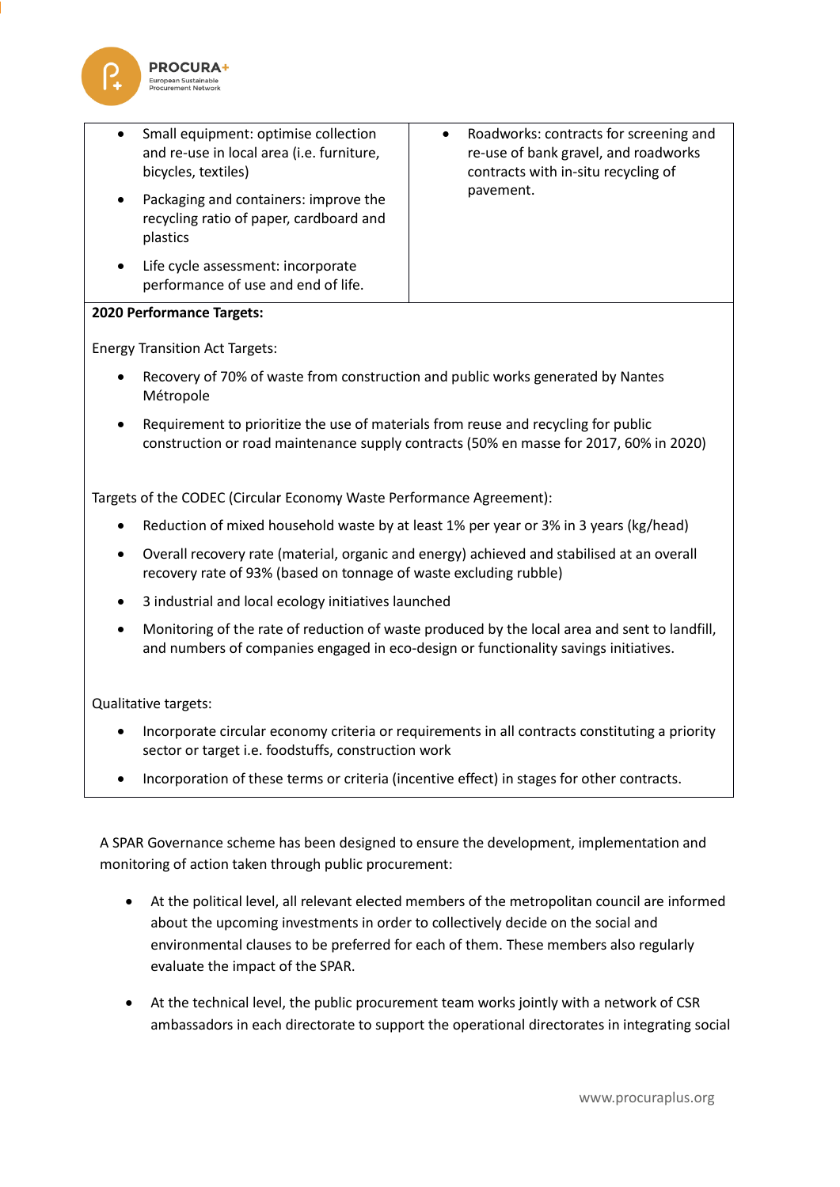| | |
|---|---|
| • Small equipment: optimise collection and re-use in local area (i.e. furniture, bicycles, textiles)<br>• Packaging and containers: improve the recycling ratio of paper, cardboard and plastics<br>• Life cycle assessment: incorporate performance of use and end of life. | • Roadworks: contracts for screening and re-use of bank gravel, and roadworks contracts with in-situ recycling of pavement. |

**2020 Performance Targets:**

Energy Transition Act Targets:

- Recovery of 70% of waste from construction and public works generated by Nantes Métropole
- Requirement to prioritize the use of materials from reuse and recycling for public construction or road maintenance supply contracts (50% en masse for 2017, 60% in 2020)

Targets of the CODEC (Circular Economy Waste Performance Agreement):

- Reduction of mixed household waste by at least 1% per year or 3% in 3 years (kg/head)
- Overall recovery rate (material, organic and energy) achieved and stabilised at an overall recovery rate of 93% (based on tonnage of waste excluding rubble)
- 3 industrial and local ecology initiatives launched
- Monitoring of the rate of reduction of waste produced by the local area and sent to landfill, and numbers of companies engaged in eco-design or functionality savings initiatives.

Qualitative targets:

- Incorporate circular economy criteria or requirements in all contracts constituting a priority sector or target i.e. foodstuffs, construction work
- Incorporation of these terms or criteria (incentive effect) in stages for other contracts.

A SPAR Governance scheme has been designed to ensure the development, implementation and monitoring of action taken through public procurement:

- At the political level, all relevant elected members of the metropolitan council are informed about the upcoming investments in order to collectively decide on the social and environmental clauses to be preferred for each of them. These members also regularly evaluate the impact of the SPAR.
- At the technical level, the public procurement team works jointly with a network of CSR ambassadors in each directorate to support the operational directorates in integrating social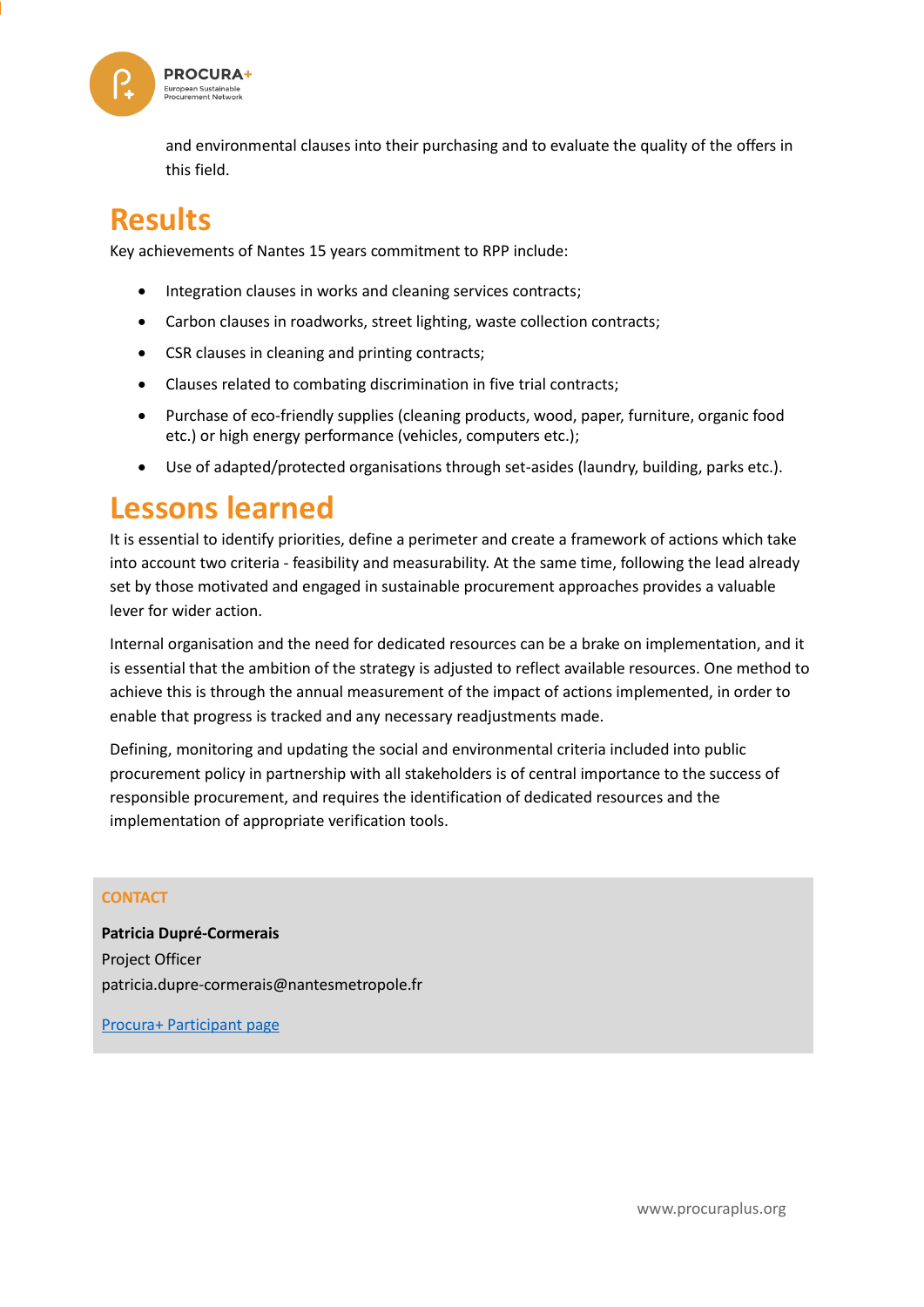and environmental clauses into their purchasing and to evaluate the quality of the offers in this field.

## Results

Key achievements of Nantes 15 years commitment to RPP include:

- Integration clauses in works and cleaning services contracts;
- Carbon clauses in roadworks, street lighting, waste collection contracts;
- CSR clauses in cleaning and printing contracts;
- Clauses related to combating discrimination in five trial contracts;
- Purchase of eco-friendly supplies (cleaning products, wood, paper, furniture, organic food etc.) or high energy performance (vehicles, computers etc.);
- Use of adapted/protected organisations through set-asides (laundry, building, parks etc.).

## Lessons learned

It is essential to identify priorities, define a perimeter and create a framework of actions which take into account two criteria - feasibility and measurability. At the same time, following the lead already set by those motivated and engaged in sustainable procurement approaches provides a valuable lever for wider action.

Internal organisation and the need for dedicated resources can be a brake on implementation, and it is essential that the ambition of the strategy is adjusted to reflect available resources. One method to achieve this is through the annual measurement of the impact of actions implemented, in order to enable that progress is tracked and any necessary readjustments made.

Defining, monitoring and updating the social and environmental criteria included into public procurement policy in partnership with all stakeholders is of central importance to the success of responsible procurement, and requires the identification of dedicated resources and the implementation of appropriate verification tools.

**CONTACT**

**Patricia Dupré-Cormerais**
Project Officer
patricia.dupre-cormerais@nantesmetropole.fr

Procura+ Participant page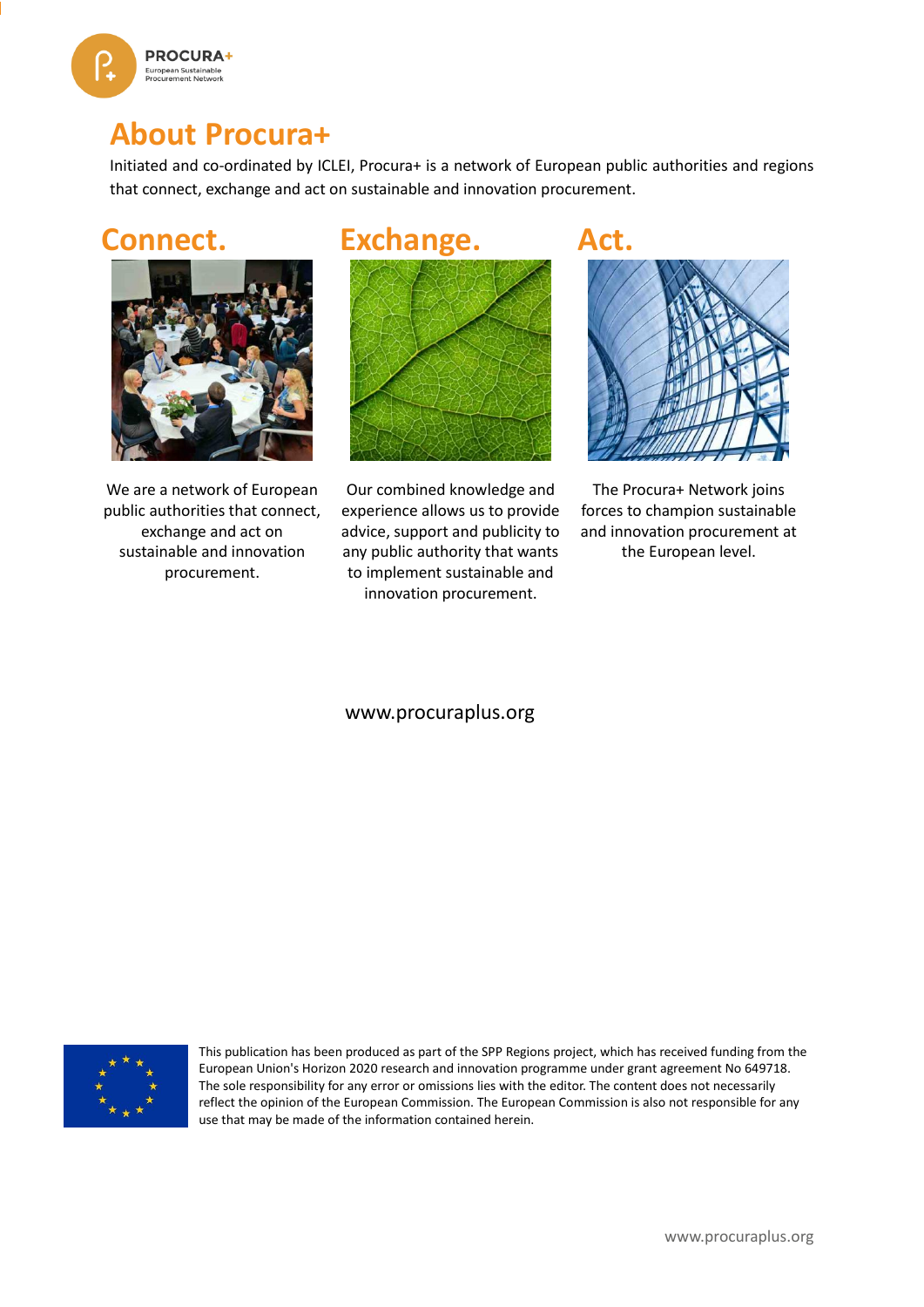# About Procura+

Initiated and co-ordinated by ICLEI, Procura+ is a network of European public authorities and regions that connect, exchange and act on sustainable and innovation procurement.

## Connect.

We are a network of European public authorities that connect, exchange and act on sustainable and innovation procurement.

## Exchange.

Our combined knowledge and experience allows us to provide advice, support and publicity to any public authority that wants to implement sustainable and innovation procurement.

## Act.

The Procura+ Network joins forces to champion sustainable and innovation procurement at the European level.

www.procuraplus.org

This publication has been produced as part of the SPP Regions project, which has received funding from the European Union's Horizon 2020 research and innovation programme under grant agreement No 649718. The sole responsibility for any error or omissions lies with the editor. The content does not necessarily reflect the opinion of the European Commission. The European Commission is also not responsible for any use that may be made of the information contained herein.